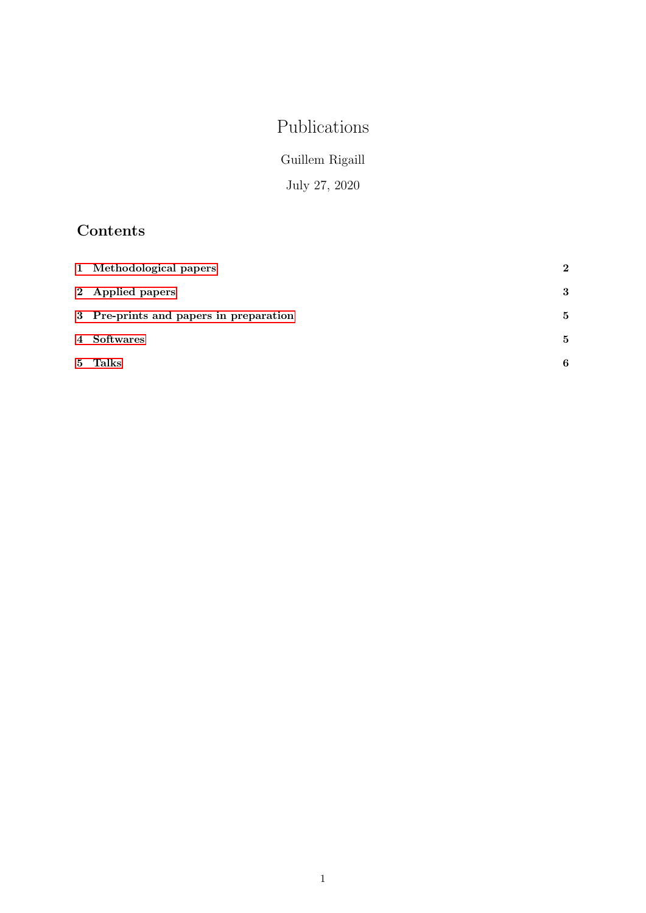# Publications

Guillem Rigaill

July 27, 2020

## Contents

1 Methodological papers 2

2 Applied papers 3

3 Pre-prints and papers in preparation 5

4 Softwares 5

5 Talks 6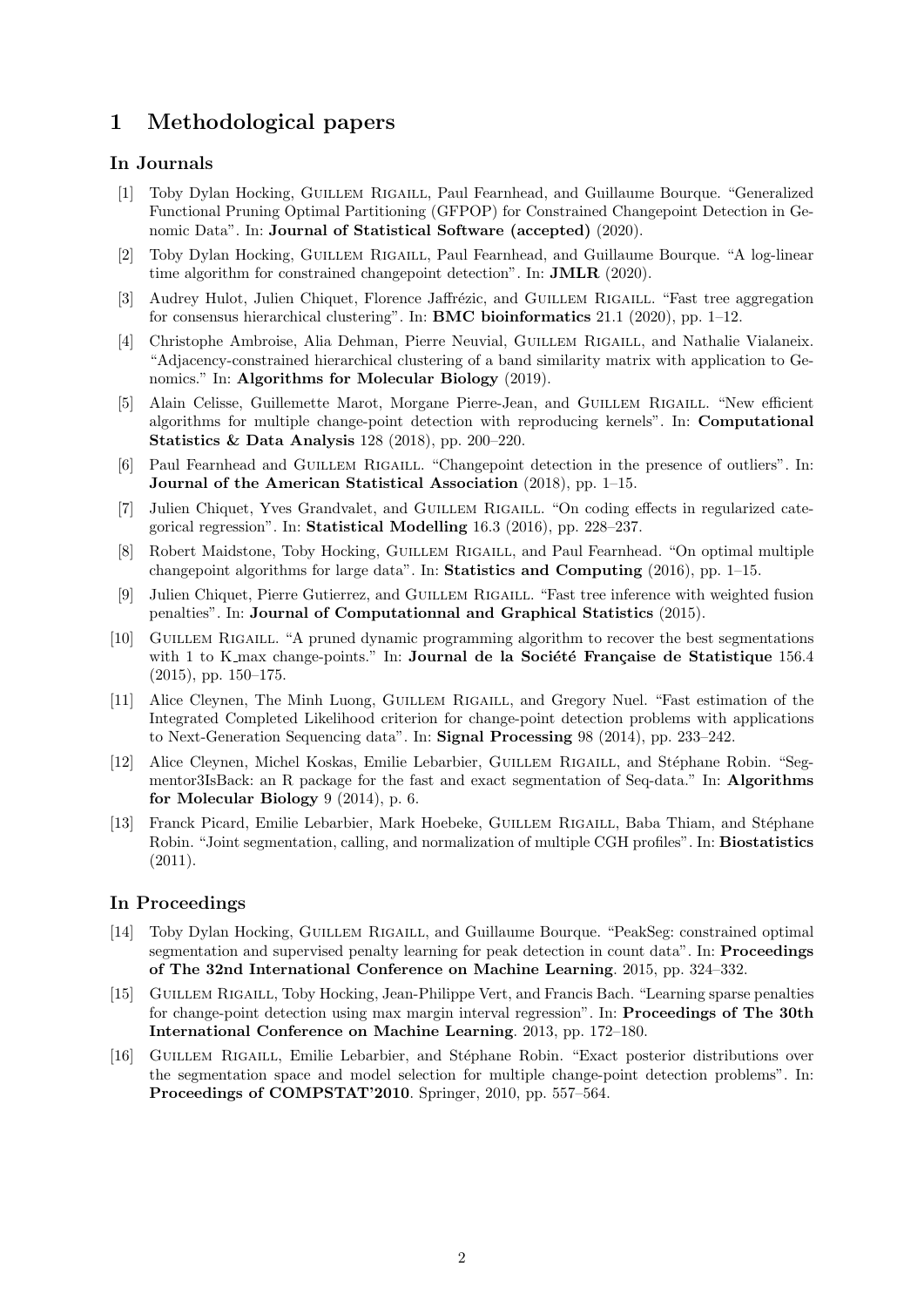# 1 Methodological papers

## In Journals

[1] Toby Dylan Hocking, Guillem Rigaill, Paul Fearnhead, and Guillaume Bourque. "Generalized Functional Pruning Optimal Partitioning (GFPOP) for Constrained Changepoint Detection in Genomic Data". In: **Journal of Statistical Software (accepted)** (2020).

[2] Toby Dylan Hocking, Guillem Rigaill, Paul Fearnhead, and Guillaume Bourque. "A log-linear time algorithm for constrained changepoint detection". In: **JMLR** (2020).

[3] Audrey Hulot, Julien Chiquet, Florence Jaffrézic, and Guillem Rigaill. "Fast tree aggregation for consensus hierarchical clustering". In: **BMC bioinformatics** 21.1 (2020), pp. 1–12.

[4] Christophe Ambroise, Alia Dehman, Pierre Neuvial, Guillem Rigaill, and Nathalie Vialaneix. "Adjacency-constrained hierarchical clustering of a band similarity matrix with application to Genomics." In: **Algorithms for Molecular Biology** (2019).

[5] Alain Celisse, Guillemette Marot, Morgane Pierre-Jean, and Guillem Rigaill. "New efficient algorithms for multiple change-point detection with reproducing kernels". In: **Computational Statistics & Data Analysis** 128 (2018), pp. 200–220.

[6] Paul Fearnhead and Guillem Rigaill. "Changepoint detection in the presence of outliers". In: **Journal of the American Statistical Association** (2018), pp. 1–15.

[7] Julien Chiquet, Yves Grandvalet, and Guillem Rigaill. "On coding effects in regularized categorical regression". In: **Statistical Modelling** 16.3 (2016), pp. 228–237.

[8] Robert Maidstone, Toby Hocking, Guillem Rigaill, and Paul Fearnhead. "On optimal multiple changepoint algorithms for large data". In: **Statistics and Computing** (2016), pp. 1–15.

[9] Julien Chiquet, Pierre Gutierrez, and Guillem Rigaill. "Fast tree inference with weighted fusion penalties". In: **Journal of Computationnal and Graphical Statistics** (2015).

[10] Guillem Rigaill. "A pruned dynamic programming algorithm to recover the best segmentations with 1 to K_max change-points." In: **Journal de la Société Française de Statistique** 156.4 (2015), pp. 150–175.

[11] Alice Cleynen, The Minh Luong, Guillem Rigaill, and Gregory Nuel. "Fast estimation of the Integrated Completed Likelihood criterion for change-point detection problems with applications to Next-Generation Sequencing data". In: **Signal Processing** 98 (2014), pp. 233–242.

[12] Alice Cleynen, Michel Koskas, Emilie Lebarbier, Guillem Rigaill, and Stéphane Robin. "Segmentor3IsBack: an R package for the fast and exact segmentation of Seq-data." In: **Algorithms for Molecular Biology** 9 (2014), p. 6.

[13] Franck Picard, Emilie Lebarbier, Mark Hoebeke, Guillem Rigaill, Baba Thiam, and Stéphane Robin. "Joint segmentation, calling, and normalization of multiple CGH profiles". In: **Biostatistics** (2011).

## In Proceedings

[14] Toby Dylan Hocking, Guillem Rigaill, and Guillaume Bourque. "PeakSeg: constrained optimal segmentation and supervised penalty learning for peak detection in count data". In: **Proceedings of The 32nd International Conference on Machine Learning**. 2015, pp. 324–332.

[15] Guillem Rigaill, Toby Hocking, Jean-Philippe Vert, and Francis Bach. "Learning sparse penalties for change-point detection using max margin interval regression". In: **Proceedings of The 30th International Conference on Machine Learning**. 2013, pp. 172–180.

[16] Guillem Rigaill, Emilie Lebarbier, and Stéphane Robin. "Exact posterior distributions over the segmentation space and model selection for multiple change-point detection problems". In: **Proceedings of COMPSTAT'2010**. Springer, 2010, pp. 557–564.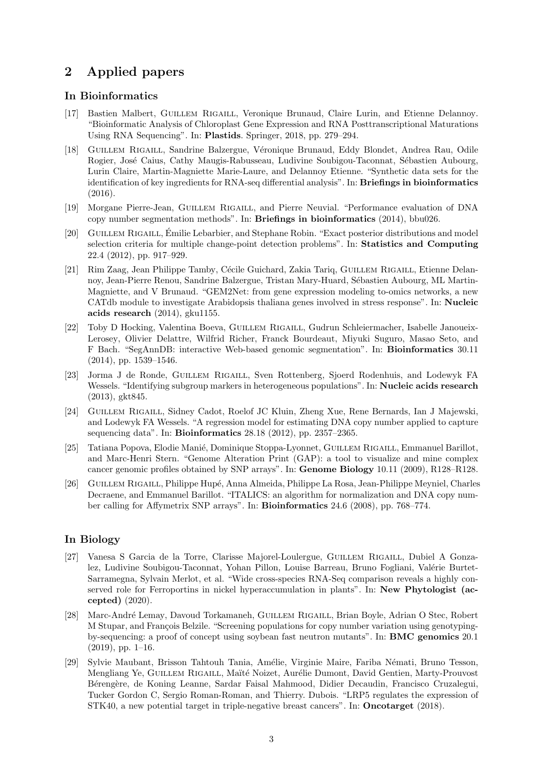# 2 Applied papers

### In Bioinformatics

[17] Bastien Malbert, Guillem Rigaill, Veronique Brunaud, Claire Lurin, and Etienne Delannoy. "Bioinformatic Analysis of Chloroplast Gene Expression and RNA Posttranscriptional Maturations Using RNA Sequencing". In: **Plastids**. Springer, 2018, pp. 279–294.

[18] Guillem Rigaill, Sandrine Balzergue, Véronique Brunaud, Eddy Blondet, Andrea Rau, Odile Rogier, José Caius, Cathy Maugis-Rabusseau, Ludivine Soubigou-Taconnat, Sébastien Aubourg, Lurin Claire, Martin-Magniette Marie-Laure, and Delannoy Etienne. "Synthetic data sets for the identification of key ingredients for RNA-seq differential analysis". In: **Briefings in bioinformatics** (2016).

[19] Morgane Pierre-Jean, Guillem Rigaill, and Pierre Neuvial. "Performance evaluation of DNA copy number segmentation methods". In: **Briefings in bioinformatics** (2014), bbu026.

[20] Guillem Rigaill, Émilie Lebarbier, and Stephane Robin. "Exact posterior distributions and model selection criteria for multiple change-point detection problems". In: **Statistics and Computing** 22.4 (2012), pp. 917–929.

[21] Rim Zaag, Jean Philippe Tamby, Cécile Guichard, Zakia Tariq, Guillem Rigaill, Etienne Delannoy, Jean-Pierre Renou, Sandrine Balzergue, Tristan Mary-Huard, Sébastien Aubourg, ML Martin-Magniette, and V Brunaud. "GEM2Net: from gene expression modeling to-omics networks, a new CATdb module to investigate Arabidopsis thaliana genes involved in stress response". In: **Nucleic acids research** (2014), gku1155.

[22] Toby D Hocking, Valentina Boeva, Guillem Rigaill, Gudrun Schleiermacher, Isabelle Janoueix-Lerosey, Olivier Delattre, Wilfrid Richer, Franck Bourdeaut, Miyuki Suguro, Masao Seto, and F Bach. "SegAnnDB: interactive Web-based genomic segmentation". In: **Bioinformatics** 30.11 (2014), pp. 1539–1546.

[23] Jorma J de Ronde, Guillem Rigaill, Sven Rottenberg, Sjoerd Rodenhuis, and Lodewyk FA Wessels. "Identifying subgroup markers in heterogeneous populations". In: **Nucleic acids research** (2013), gkt845.

[24] Guillem Rigaill, Sidney Cadot, Roelof JC Kluin, Zheng Xue, Rene Bernards, Ian J Majewski, and Lodewyk FA Wessels. "A regression model for estimating DNA copy number applied to capture sequencing data". In: **Bioinformatics** 28.18 (2012), pp. 2357–2365.

[25] Tatiana Popova, Elodie Manié, Dominique Stoppa-Lyonnet, Guillem Rigaill, Emmanuel Barillot, and Marc-Henri Stern. "Genome Alteration Print (GAP): a tool to visualize and mine complex cancer genomic profiles obtained by SNP arrays". In: **Genome Biology** 10.11 (2009), R128–R128.

[26] Guillem Rigaill, Philippe Hupé, Anna Almeida, Philippe La Rosa, Jean-Philippe Meyniel, Charles Decraene, and Emmanuel Barillot. "ITALICS: an algorithm for normalization and DNA copy number calling for Affymetrix SNP arrays". In: **Bioinformatics** 24.6 (2008), pp. 768–774.

### In Biology

[27] Vanesa S Garcia de la Torre, Clarisse Majorel-Loulergue, Guillem Rigaill, Dubiel A Gonzalez, Ludivine Soubigou-Taconnat, Yohan Pillon, Louise Barreau, Bruno Fogliani, Valérie Burtet-Sarramegna, Sylvain Merlot, et al. "Wide cross-species RNA-Seq comparison reveals a highly conserved role for Ferroportins in nickel hyperaccumulation in plants". In: **New Phytologist (accepted)** (2020).

[28] Marc-André Lemay, Davoud Torkamaneh, Guillem Rigaill, Brian Boyle, Adrian O Stec, Robert M Stupar, and François Belzile. "Screening populations for copy number variation using genotyping-by-sequencing: a proof of concept using soybean fast neutron mutants". In: **BMC genomics** 20.1 (2019), pp. 1–16.

[29] Sylvie Maubant, Brisson Tahtouh Tania, Amélie, Virginie Maire, Fariba Némati, Bruno Tesson, Mengliang Ye, Guillem Rigaill, Maïté Noizet, Aurélie Dumont, David Gentien, Marty-Prouvost Bérengère, de Koning Leanne, Sardar Faisal Mahmood, Didier Decaudin, Francisco Cruzalegui, Tucker Gordon C, Sergio Roman-Roman, and Thierry. Dubois. "LRP5 regulates the expression of STK40, a new potential target in triple-negative breast cancers". In: **Oncotarget** (2018).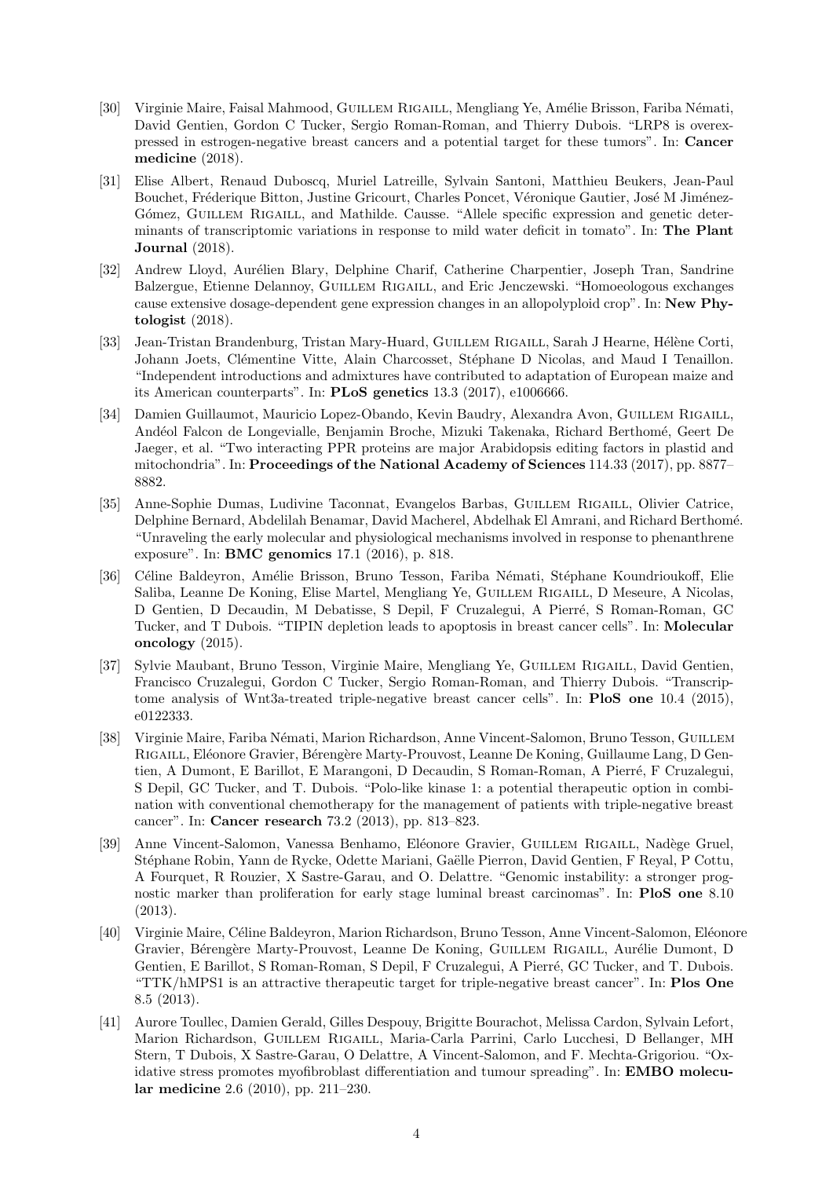[30] Virginie Maire, Faisal Mahmood, Guillem Rigaill, Mengliang Ye, Amélie Brisson, Fariba Némati, David Gentien, Gordon C Tucker, Sergio Roman-Roman, and Thierry Dubois. "LRP8 is overexpressed in estrogen-negative breast cancers and a potential target for these tumors". In: **Cancer medicine** (2018).

[31] Elise Albert, Renaud Duboscq, Muriel Latreille, Sylvain Santoni, Matthieu Beukers, Jean-Paul Bouchet, Fréderique Bitton, Justine Gricourt, Charles Poncet, Véronique Gautier, José M Jiménez-Gómez, Guillem Rigaill, and Mathilde. Causse. "Allele specific expression and genetic determinants of transcriptomic variations in response to mild water deficit in tomato". In: **The Plant Journal** (2018).

[32] Andrew Lloyd, Aurélien Blary, Delphine Charif, Catherine Charpentier, Joseph Tran, Sandrine Balzergue, Etienne Delannoy, Guillem Rigaill, and Eric Jenczewski. "Homoeologous exchanges cause extensive dosage-dependent gene expression changes in an allopolyploid crop". In: **New Phytologist** (2018).

[33] Jean-Tristan Brandenburg, Tristan Mary-Huard, Guillem Rigaill, Sarah J Hearne, Hélène Corti, Johann Joets, Clémentine Vitte, Alain Charcosset, Stéphane D Nicolas, and Maud I Tenaillon. "Independent introductions and admixtures have contributed to adaptation of European maize and its American counterparts". In: **PLoS genetics** 13.3 (2017), e1006666.

[34] Damien Guillaumot, Mauricio Lopez-Obando, Kevin Baudry, Alexandra Avon, Guillem Rigaill, Andéol Falcon de Longevialle, Benjamin Broche, Mizuki Takenaka, Richard Berthomé, Geert De Jaeger, et al. "Two interacting PPR proteins are major Arabidopsis editing factors in plastid and mitochondria". In: **Proceedings of the National Academy of Sciences** 114.33 (2017), pp. 8877–8882.

[35] Anne-Sophie Dumas, Ludivine Taconnat, Evangelos Barbas, Guillem Rigaill, Olivier Catrice, Delphine Bernard, Abdelilah Benamar, David Macherel, Abdelhak El Amrani, and Richard Berthomé. "Unraveling the early molecular and physiological mechanisms involved in response to phenanthrene exposure". In: **BMC genomics** 17.1 (2016), p. 818.

[36] Céline Baldeyron, Amélie Brisson, Bruno Tesson, Fariba Némati, Stéphane Koundrioukoff, Elie Saliba, Leanne De Koning, Elise Martel, Mengliang Ye, Guillem Rigaill, D Meseure, A Nicolas, D Gentien, D Decaudin, M Debatisse, S Depil, F Cruzalegui, A Pierré, S Roman-Roman, GC Tucker, and T Dubois. "TIPIN depletion leads to apoptosis in breast cancer cells". In: **Molecular oncology** (2015).

[37] Sylvie Maubant, Bruno Tesson, Virginie Maire, Mengliang Ye, Guillem Rigaill, David Gentien, Francisco Cruzalegui, Gordon C Tucker, Sergio Roman-Roman, and Thierry Dubois. "Transcriptome analysis of Wnt3a-treated triple-negative breast cancer cells". In: **PloS one** 10.4 (2015), e0122333.

[38] Virginie Maire, Fariba Némati, Marion Richardson, Anne Vincent-Salomon, Bruno Tesson, Guillem Rigaill, Eléonore Gravier, Bérengère Marty-Prouvost, Leanne De Koning, Guillaume Lang, D Gentien, A Dumont, E Barillot, E Marangoni, D Decaudin, S Roman-Roman, A Pierré, F Cruzalegui, S Depil, GC Tucker, and T. Dubois. "Polo-like kinase 1: a potential therapeutic option in combination with conventional chemotherapy for the management of patients with triple-negative breast cancer". In: **Cancer research** 73.2 (2013), pp. 813–823.

[39] Anne Vincent-Salomon, Vanessa Benhamo, Eléonore Gravier, Guillem Rigaill, Nadège Gruel, Stéphane Robin, Yann de Rycke, Odette Mariani, Gaëlle Pierron, David Gentien, F Reyal, P Cottu, A Fourquet, R Rouzier, X Sastre-Garau, and O. Delattre. "Genomic instability: a stronger prognostic marker than proliferation for early stage luminal breast carcinomas". In: **PloS one** 8.10 (2013).

[40] Virginie Maire, Céline Baldeyron, Marion Richardson, Bruno Tesson, Anne Vincent-Salomon, Eléonore Gravier, Bérengère Marty-Prouvost, Leanne De Koning, Guillem Rigaill, Aurélie Dumont, D Gentien, E Barillot, S Roman-Roman, S Depil, F Cruzalegui, A Pierré, GC Tucker, and T. Dubois. "TTK/hMPS1 is an attractive therapeutic target for triple-negative breast cancer". In: **Plos One** 8.5 (2013).

[41] Aurore Toullec, Damien Gerald, Gilles Despouy, Brigitte Bourachot, Melissa Cardon, Sylvain Lefort, Marion Richardson, Guillem Rigaill, Maria-Carla Parrini, Carlo Lucchesi, D Bellanger, MH Stern, T Dubois, X Sastre-Garau, O Delattre, A Vincent-Salomon, and F. Mechta-Grigoriou. "Oxidative stress promotes myofibroblast differentiation and tumour spreading". In: **EMBO molecular medicine** 2.6 (2010), pp. 211–230.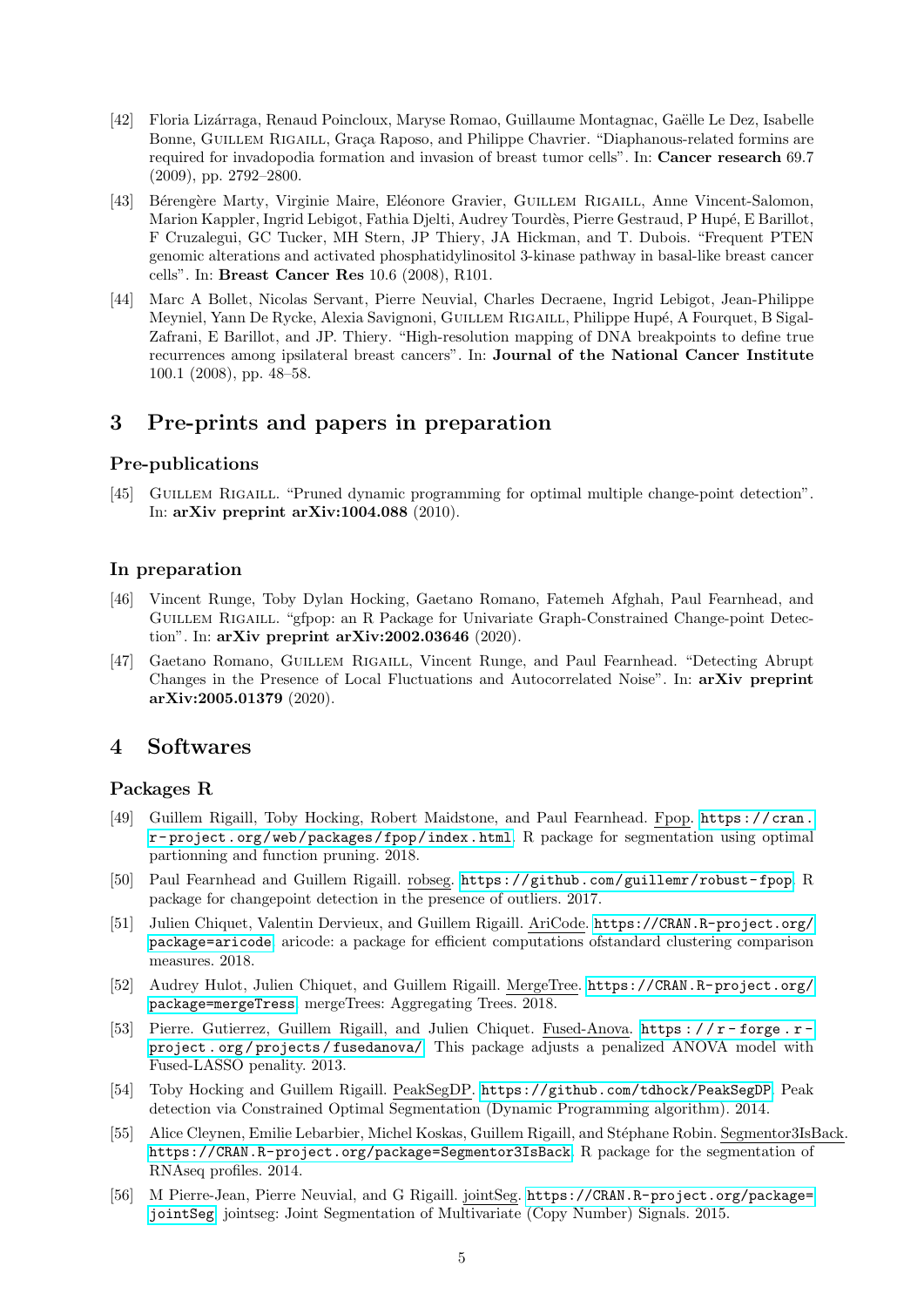[42] Floria Lizárraga, Renaud Poincloux, Maryse Romao, Guillaume Montagnac, Gaëlle Le Dez, Isabelle Bonne, Guillem Rigaill, Graça Raposo, and Philippe Chavrier. "Diaphanous-related formins are required for invadopodia formation and invasion of breast tumor cells". In: **Cancer research** 69.7 (2009), pp. 2792–2800.

[43] Bérengère Marty, Virginie Maire, Eléonore Gravier, Guillem Rigaill, Anne Vincent-Salomon, Marion Kappler, Ingrid Lebigot, Fathia Djelti, Audrey Tourdès, Pierre Gestraud, P Hupé, E Barillot, F Cruzalegui, GC Tucker, MH Stern, JP Thiery, JA Hickman, and T. Dubois. "Frequent PTEN genomic alterations and activated phosphatidylinositol 3-kinase pathway in basal-like breast cancer cells". In: **Breast Cancer Res** 10.6 (2008), R101.

[44] Marc A Bollet, Nicolas Servant, Pierre Neuvial, Charles Decraene, Ingrid Lebigot, Jean-Philippe Meyniel, Yann De Rycke, Alexia Savignoni, Guillem Rigaill, Philippe Hupé, A Fourquet, B Sigal-Zafrani, E Barillot, and JP. Thiery. "High-resolution mapping of DNA breakpoints to define true recurrences among ipsilateral breast cancers". In: **Journal of the National Cancer Institute** 100.1 (2008), pp. 48–58.

# 3 Pre-prints and papers in preparation

## Pre-publications

[45] Guillem Rigaill. "Pruned dynamic programming for optimal multiple change-point detection". In: **arXiv preprint arXiv:1004.088** (2010).

## In preparation

[46] Vincent Runge, Toby Dylan Hocking, Gaetano Romano, Fatemeh Afghah, Paul Fearnhead, and Guillem Rigaill. "gfpop: an R Package for Univariate Graph-Constrained Change-point Detection". In: **arXiv preprint arXiv:2002.03646** (2020).

[47] Gaetano Romano, Guillem Rigaill, Vincent Runge, and Paul Fearnhead. "Detecting Abrupt Changes in the Presence of Local Fluctuations and Autocorrelated Noise". In: **arXiv preprint arXiv:2005.01379** (2020).

# 4 Softwares

## Packages R

[49] Guillem Rigaill, Toby Hocking, Robert Maidstone, and Paul Fearnhead. Fpop. https://cran.r-project.org/web/packages/fpop/index.html. R package for segmentation using optimal partionning and function pruning. 2018.

[50] Paul Fearnhead and Guillem Rigaill. robseg. https://github.com/guillemr/robust-fpop. R package for changepoint detection in the presence of outliers. 2017.

[51] Julien Chiquet, Valentin Dervieux, and Guillem Rigaill. AriCode. https://CRAN.R-project.org/package=aricode. aricode: a package for efficient computations ofstandard clustering comparison measures. 2018.

[52] Audrey Hulot, Julien Chiquet, and Guillem Rigaill. MergeTree. https://CRAN.R-project.org/package=mergeTress. mergeTrees: Aggregating Trees. 2018.

[53] Pierre. Gutierrez, Guillem Rigaill, and Julien Chiquet. Fused-Anova. https://r-forge.r-project.org/projects/fusedanova/. This package adjusts a penalized ANOVA model with Fused-LASSO penality. 2013.

[54] Toby Hocking and Guillem Rigaill. PeakSegDP. https://github.com/tdhock/PeakSegDP. Peak detection via Constrained Optimal Segmentation (Dynamic Programming algorithm). 2014.

[55] Alice Cleynen, Emilie Lebarbier, Michel Koskas, Guillem Rigaill, and Stéphane Robin. Segmentor3IsBack. https://CRAN.R-project.org/package=Segmentor3IsBack. R package for the segmentation of RNAseq profiles. 2014.

[56] M Pierre-Jean, Pierre Neuvial, and G Rigaill. jointSeg. https://CRAN.R-project.org/package=jointSeg. jointseg: Joint Segmentation of Multivariate (Copy Number) Signals. 2015.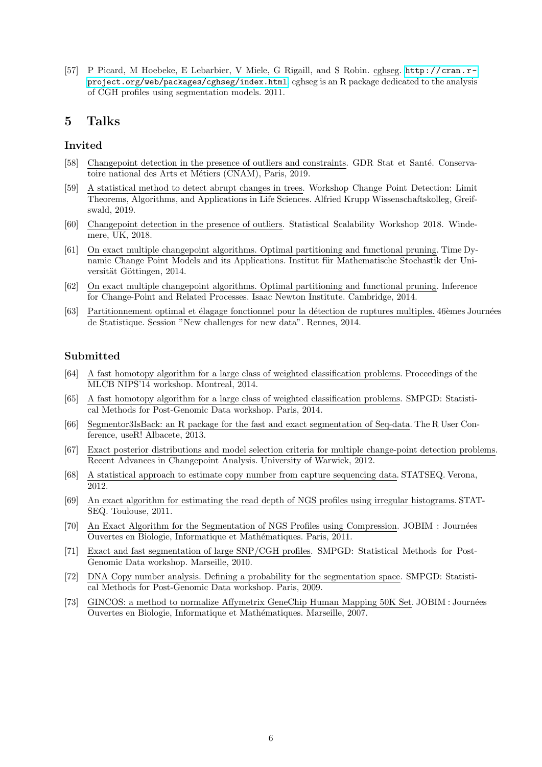[57] P Picard, M Hoebeke, E Lebarbier, V Miele, G Rigaill, and S Robin. cghseg. http://cran.r-project.org/web/packages/cghseg/index.html. cghseg is an R package dedicated to the analysis of CGH profiles using segmentation models. 2011.

## 5 Talks

### Invited

[58] Changepoint detection in the presence of outliers and constraints. GDR Stat et Santé. Conservatoire national des Arts et Métiers (CNAM), Paris, 2019.

[59] A statistical method to detect abrupt changes in trees. Workshop Change Point Detection: Limit Theorems, Algorithms, and Applications in Life Sciences. Alfried Krupp Wissenschaftskolleg, Greifswald, 2019.

[60] Changepoint detection in the presence of outliers. Statistical Scalability Workshop 2018. Windemere, UK, 2018.

[61] On exact multiple changepoint algorithms. Optimal partitioning and functional pruning. Time Dynamic Change Point Models and its Applications. Institut für Mathematische Stochastik der Universität Göttingen, 2014.

[62] On exact multiple changepoint algorithms. Optimal partitioning and functional pruning. Inference for Change-Point and Related Processes. Isaac Newton Institute. Cambridge, 2014.

[63] Partitionnement optimal et élagage fonctionnel pour la détection de ruptures multiples. 46èmes Journées de Statistique. Session "New challenges for new data". Rennes, 2014.

### Submitted

[64] A fast homotopy algorithm for a large class of weighted classification problems. Proceedings of the MLCB NIPS'14 workshop. Montreal, 2014.

[65] A fast homotopy algorithm for a large class of weighted classification problems. SMPGD: Statistical Methods for Post-Genomic Data workshop. Paris, 2014.

[66] Segmentor3IsBack: an R package for the fast and exact segmentation of Seq-data. The R User Conference, useR! Albacete, 2013.

[67] Exact posterior distributions and model selection criteria for multiple change-point detection problems. Recent Advances in Changepoint Analysis. University of Warwick, 2012.

[68] A statistical approach to estimate copy number from capture sequencing data. STATSEQ. Verona, 2012.

[69] An exact algorithm for estimating the read depth of NGS profiles using irregular histograms. STATSEQ. Toulouse, 2011.

[70] An Exact Algorithm for the Segmentation of NGS Profiles using Compression. JOBIM : Journées Ouvertes en Biologie, Informatique et Mathématiques. Paris, 2011.

[71] Exact and fast segmentation of large SNP/CGH profiles. SMPGD: Statistical Methods for Post-Genomic Data workshop. Marseille, 2010.

[72] DNA Copy number analysis. Defining a probability for the segmentation space. SMPGD: Statistical Methods for Post-Genomic Data workshop. Paris, 2009.

[73] GINCOS: a method to normalize Affymetrix GeneChip Human Mapping 50K Set. JOBIM : Journées Ouvertes en Biologie, Informatique et Mathématiques. Marseille, 2007.